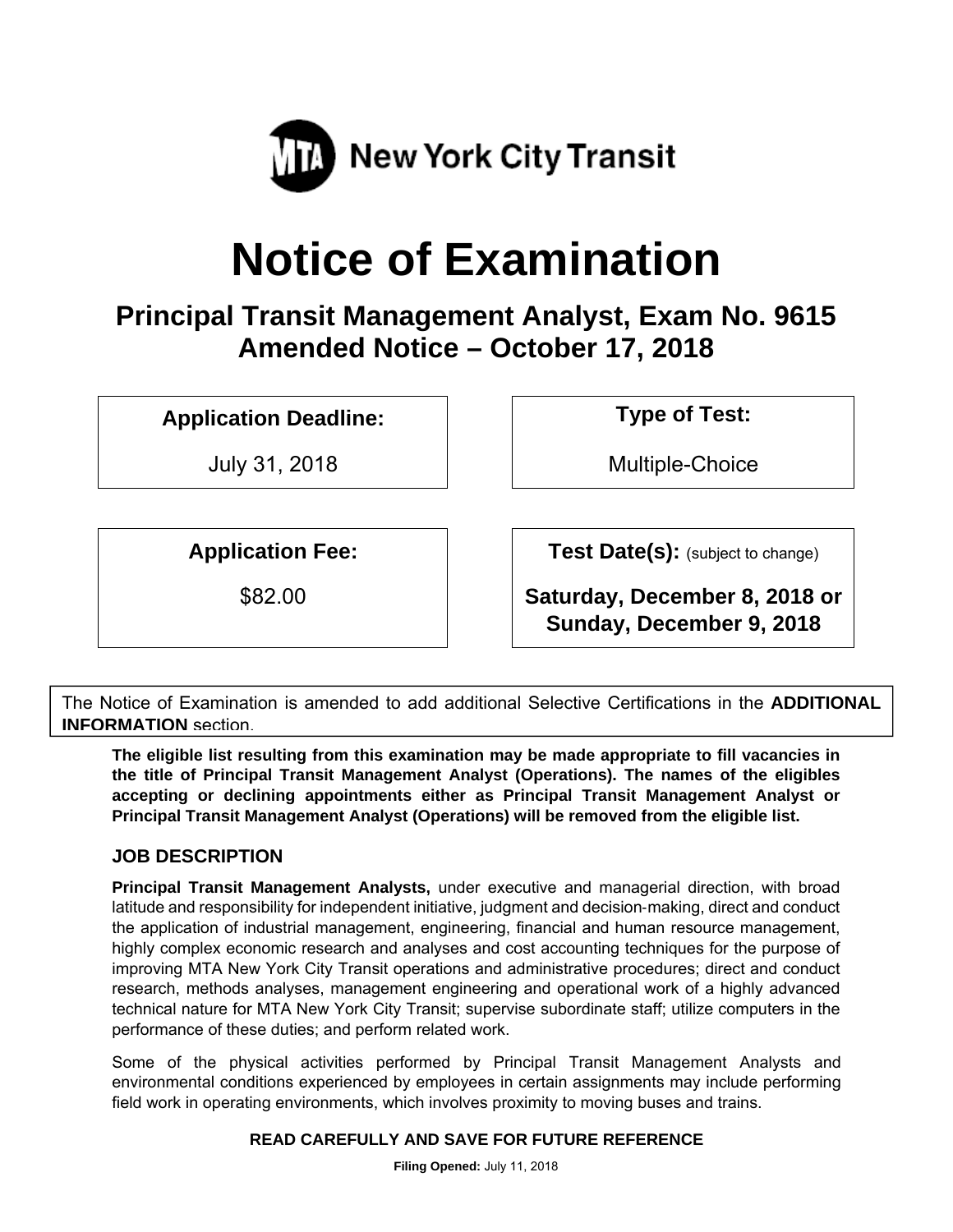New York City Transit

# Notice of Examination

## Principal Transit Management Analyst, Exam No. 9615
## Amended Notice – October 17, 2018

| **Application Deadline:** | **Type of Test:** |
| --- | --- |
| July 31, 2018 | Multiple-Choice |
| **Application Fee:** | **Test Date(s):** (subject to change) |
| $82.00 | **Saturday, December 8, 2018 or Sunday, December 9, 2018** |

The Notice of Examination is amended to add additional Selective Certifications in the **ADDITIONAL INFORMATION** section.

**The eligible list resulting from this examination may be made appropriate to fill vacancies in the title of Principal Transit Management Analyst (Operations). The names of the eligibles accepting or declining appointments either as Principal Transit Management Analyst or Principal Transit Management Analyst (Operations) will be removed from the eligible list.**

### JOB DESCRIPTION

**Principal Transit Management Analysts,** under executive and managerial direction, with broad latitude and responsibility for independent initiative, judgment and decision-making, direct and conduct the application of industrial management, engineering, financial and human resource management, highly complex economic research and analyses and cost accounting techniques for the purpose of improving MTA New York City Transit operations and administrative procedures; direct and conduct research, methods analyses, management engineering and operational work of a highly advanced technical nature for MTA New York City Transit; supervise subordinate staff; utilize computers in the performance of these duties; and perform related work.

Some of the physical activities performed by Principal Transit Management Analysts and environmental conditions experienced by employees in certain assignments may include performing field work in operating environments, which involves proximity to moving buses and trains.

**READ CAREFULLY AND SAVE FOR FUTURE REFERENCE**

**Filing Opened:** July 11, 2018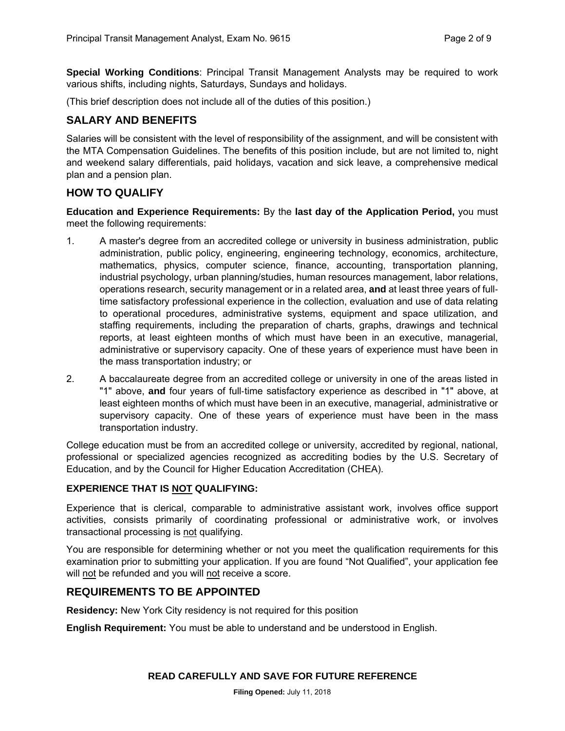**Special Working Conditions**: Principal Transit Management Analysts may be required to work various shifts, including nights, Saturdays, Sundays and holidays.

(This brief description does not include all of the duties of this position.)

## SALARY AND BENEFITS

Salaries will be consistent with the level of responsibility of the assignment, and will be consistent with the MTA Compensation Guidelines. The benefits of this position include, but are not limited to, night and weekend salary differentials, paid holidays, vacation and sick leave, a comprehensive medical plan and a pension plan.

## HOW TO QUALIFY

**Education and Experience Requirements:** By the **last day of the Application Period,** you must meet the following requirements:

1. A master's degree from an accredited college or university in business administration, public administration, public policy, engineering, engineering technology, economics, architecture, mathematics, physics, computer science, finance, accounting, transportation planning, industrial psychology, urban planning/studies, human resources management, labor relations, operations research, security management or in a related area, **and** at least three years of full-time satisfactory professional experience in the collection, evaluation and use of data relating to operational procedures, administrative systems, equipment and space utilization, and staffing requirements, including the preparation of charts, graphs, drawings and technical reports, at least eighteen months of which must have been in an executive, managerial, administrative or supervisory capacity. One of these years of experience must have been in the mass transportation industry; or

2. A baccalaureate degree from an accredited college or university in one of the areas listed in "1" above, **and** four years of full-time satisfactory experience as described in "1" above, at least eighteen months of which must have been in an executive, managerial, administrative or supervisory capacity. One of these years of experience must have been in the mass transportation industry.

College education must be from an accredited college or university, accredited by regional, national, professional or specialized agencies recognized as accrediting bodies by the U.S. Secretary of Education, and by the Council for Higher Education Accreditation (CHEA).

**EXPERIENCE THAT IS NOT QUALIFYING:**

Experience that is clerical, comparable to administrative assistant work, involves office support activities, consists primarily of coordinating professional or administrative work, or involves transactional processing is not qualifying.

You are responsible for determining whether or not you meet the qualification requirements for this examination prior to submitting your application. If you are found "Not Qualified", your application fee will not be refunded and you will not receive a score.

## REQUIREMENTS TO BE APPOINTED

**Residency:** New York City residency is not required for this position

**English Requirement:** You must be able to understand and be understood in English.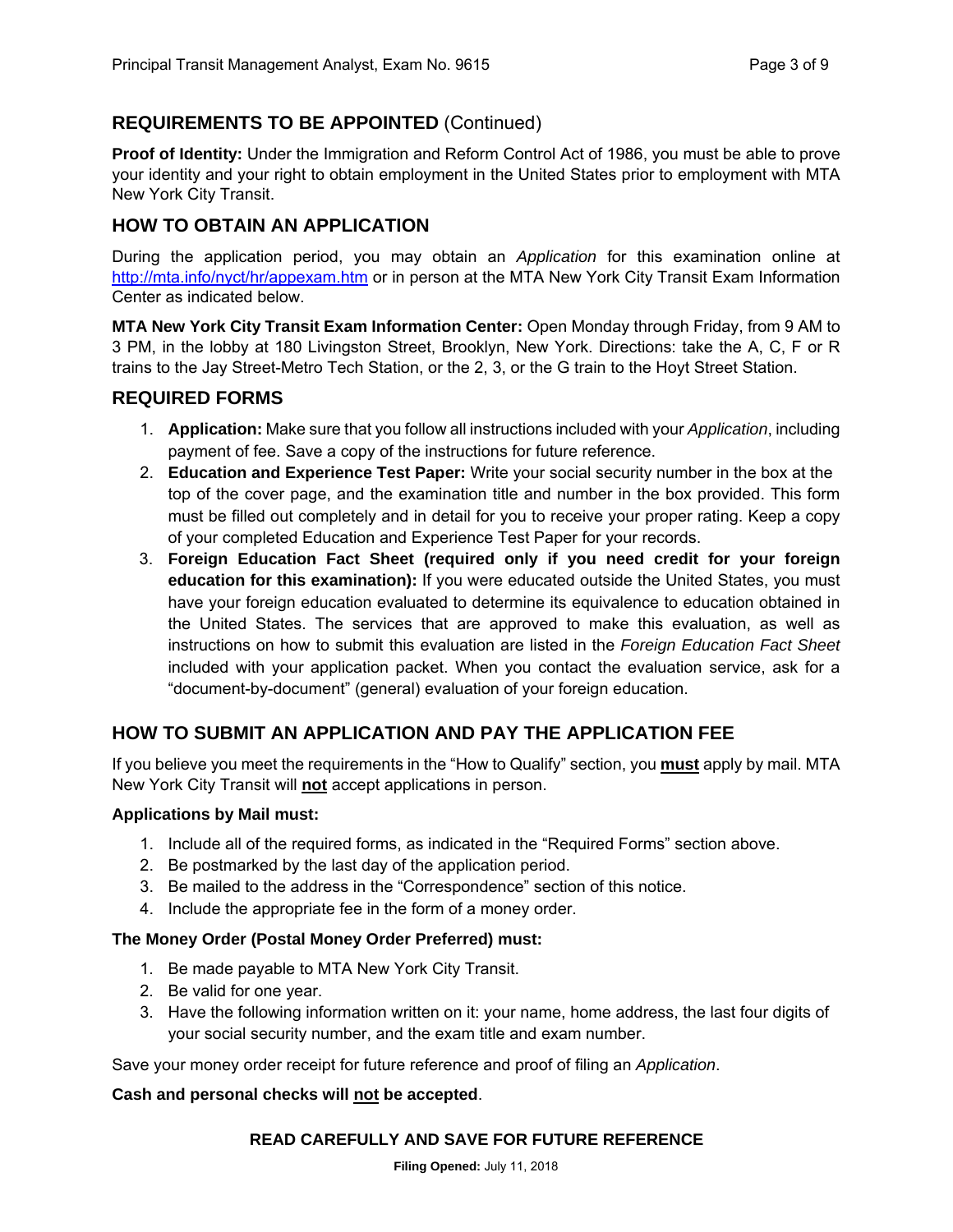## REQUIREMENTS TO BE APPOINTED (Continued)

**Proof of Identity:** Under the Immigration and Reform Control Act of 1986, you must be able to prove your identity and your right to obtain employment in the United States prior to employment with MTA New York City Transit.

## HOW TO OBTAIN AN APPLICATION

During the application period, you may obtain an *Application* for this examination online at http://mta.info/nyct/hr/appexam.htm or in person at the MTA New York City Transit Exam Information Center as indicated below.

**MTA New York City Transit Exam Information Center:** Open Monday through Friday, from 9 AM to 3 PM, in the lobby at 180 Livingston Street, Brooklyn, New York. Directions: take the A, C, F or R trains to the Jay Street-Metro Tech Station, or the 2, 3, or the G train to the Hoyt Street Station.

## REQUIRED FORMS

1. **Application:** Make sure that you follow all instructions included with your *Application*, including payment of fee. Save a copy of the instructions for future reference.
2. **Education and Experience Test Paper:** Write your social security number in the box at the top of the cover page, and the examination title and number in the box provided. This form must be filled out completely and in detail for you to receive your proper rating. Keep a copy of your completed Education and Experience Test Paper for your records.
3. **Foreign Education Fact Sheet (required only if you need credit for your foreign education for this examination):** If you were educated outside the United States, you must have your foreign education evaluated to determine its equivalence to education obtained in the United States. The services that are approved to make this evaluation, as well as instructions on how to submit this evaluation are listed in the *Foreign Education Fact Sheet* included with your application packet. When you contact the evaluation service, ask for a "document-by-document" (general) evaluation of your foreign education.

## HOW TO SUBMIT AN APPLICATION AND PAY THE APPLICATION FEE

If you believe you meet the requirements in the "How to Qualify" section, you **must** apply by mail. MTA New York City Transit will **not** accept applications in person.

**Applications by Mail must:**

1. Include all of the required forms, as indicated in the "Required Forms" section above.
2. Be postmarked by the last day of the application period.
3. Be mailed to the address in the "Correspondence" section of this notice.
4. Include the appropriate fee in the form of a money order.

**The Money Order (Postal Money Order Preferred) must:**

1. Be made payable to MTA New York City Transit.
2. Be valid for one year.
3. Have the following information written on it: your name, home address, the last four digits of your social security number, and the exam title and exam number.

Save your money order receipt for future reference and proof of filing an *Application*.

**Cash and personal checks will not be accepted**.

**READ CAREFULLY AND SAVE FOR FUTURE REFERENCE**

**Filing Opened:** July 11, 2018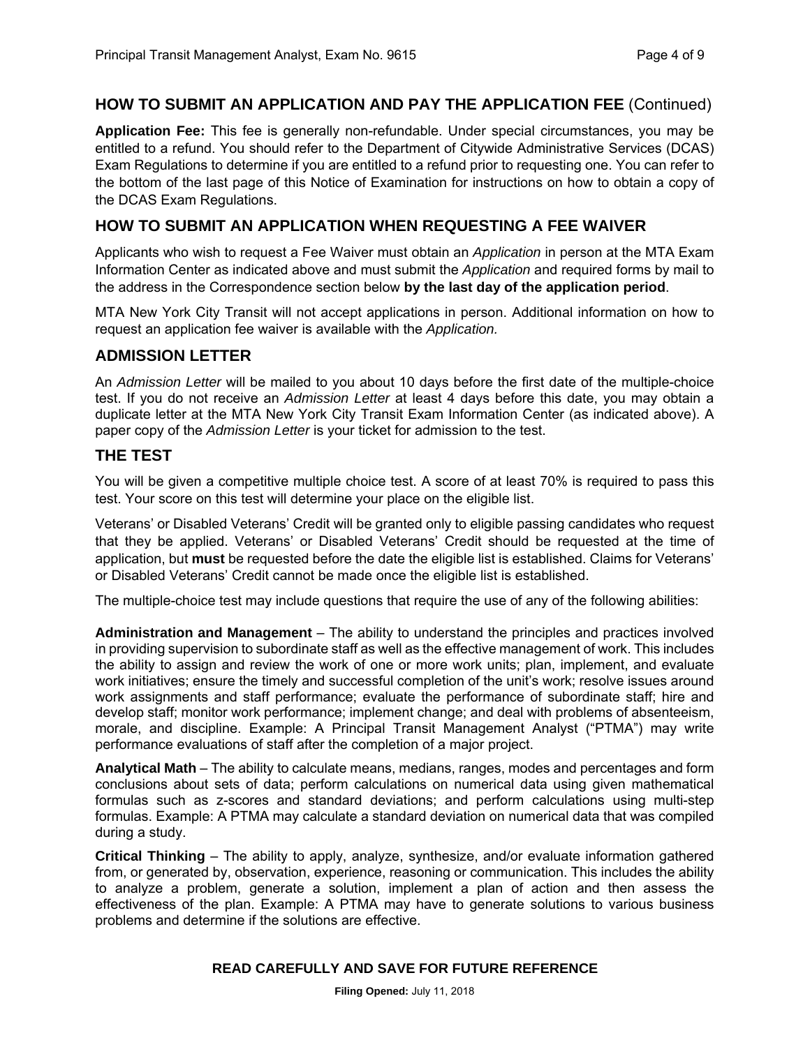## HOW TO SUBMIT AN APPLICATION AND PAY THE APPLICATION FEE (Continued)

**Application Fee:** This fee is generally non-refundable. Under special circumstances, you may be entitled to a refund. You should refer to the Department of Citywide Administrative Services (DCAS) Exam Regulations to determine if you are entitled to a refund prior to requesting one. You can refer to the bottom of the last page of this Notice of Examination for instructions on how to obtain a copy of the DCAS Exam Regulations.

## HOW TO SUBMIT AN APPLICATION WHEN REQUESTING A FEE WAIVER

Applicants who wish to request a Fee Waiver must obtain an *Application* in person at the MTA Exam Information Center as indicated above and must submit the *Application* and required forms by mail to the address in the Correspondence section below **by the last day of the application period**.

MTA New York City Transit will not accept applications in person. Additional information on how to request an application fee waiver is available with the *Application.*

## ADMISSION LETTER

An *Admission Letter* will be mailed to you about 10 days before the first date of the multiple-choice test. If you do not receive an *Admission Letter* at least 4 days before this date, you may obtain a duplicate letter at the MTA New York City Transit Exam Information Center (as indicated above). A paper copy of the *Admission Letter* is your ticket for admission to the test.

## THE TEST

You will be given a competitive multiple choice test. A score of at least 70% is required to pass this test. Your score on this test will determine your place on the eligible list.

Veterans' or Disabled Veterans' Credit will be granted only to eligible passing candidates who request that they be applied. Veterans' or Disabled Veterans' Credit should be requested at the time of application, but **must** be requested before the date the eligible list is established. Claims for Veterans' or Disabled Veterans' Credit cannot be made once the eligible list is established.

The multiple-choice test may include questions that require the use of any of the following abilities:

**Administration and Management** – The ability to understand the principles and practices involved in providing supervision to subordinate staff as well as the effective management of work. This includes the ability to assign and review the work of one or more work units; plan, implement, and evaluate work initiatives; ensure the timely and successful completion of the unit's work; resolve issues around work assignments and staff performance; evaluate the performance of subordinate staff; hire and develop staff; monitor work performance; implement change; and deal with problems of absenteeism, morale, and discipline. Example: A Principal Transit Management Analyst ("PTMA") may write performance evaluations of staff after the completion of a major project.

**Analytical Math** – The ability to calculate means, medians, ranges, modes and percentages and form conclusions about sets of data; perform calculations on numerical data using given mathematical formulas such as z-scores and standard deviations; and perform calculations using multi-step formulas. Example: A PTMA may calculate a standard deviation on numerical data that was compiled during a study.

**Critical Thinking** – The ability to apply, analyze, synthesize, and/or evaluate information gathered from, or generated by, observation, experience, reasoning or communication. This includes the ability to analyze a problem, generate a solution, implement a plan of action and then assess the effectiveness of the plan. Example: A PTMA may have to generate solutions to various business problems and determine if the solutions are effective.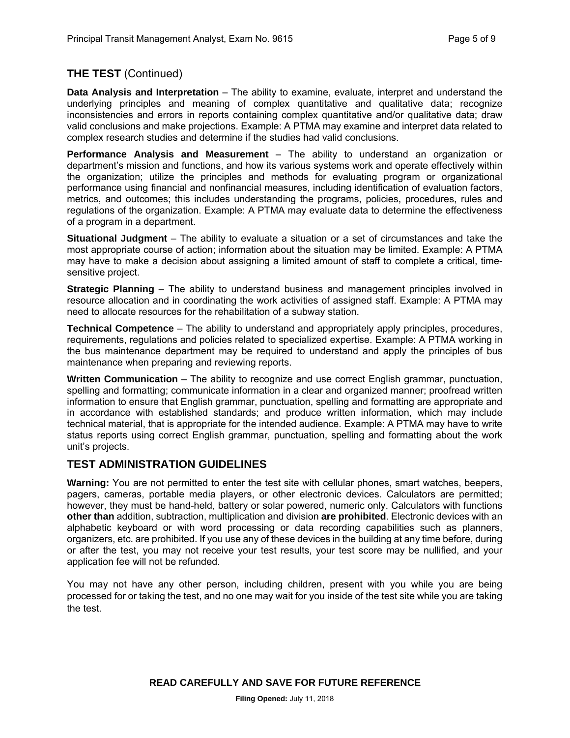## THE TEST (Continued)

**Data Analysis and Interpretation** – The ability to examine, evaluate, interpret and understand the underlying principles and meaning of complex quantitative and qualitative data; recognize inconsistencies and errors in reports containing complex quantitative and/or qualitative data; draw valid conclusions and make projections. Example: A PTMA may examine and interpret data related to complex research studies and determine if the studies had valid conclusions.

**Performance Analysis and Measurement** – The ability to understand an organization or department's mission and functions, and how its various systems work and operate effectively within the organization; utilize the principles and methods for evaluating program or organizational performance using financial and nonfinancial measures, including identification of evaluation factors, metrics, and outcomes; this includes understanding the programs, policies, procedures, rules and regulations of the organization. Example: A PTMA may evaluate data to determine the effectiveness of a program in a department.

**Situational Judgment** – The ability to evaluate a situation or a set of circumstances and take the most appropriate course of action; information about the situation may be limited. Example: A PTMA may have to make a decision about assigning a limited amount of staff to complete a critical, time-sensitive project.

**Strategic Planning** – The ability to understand business and management principles involved in resource allocation and in coordinating the work activities of assigned staff. Example: A PTMA may need to allocate resources for the rehabilitation of a subway station.

**Technical Competence** – The ability to understand and appropriately apply principles, procedures, requirements, regulations and policies related to specialized expertise. Example: A PTMA working in the bus maintenance department may be required to understand and apply the principles of bus maintenance when preparing and reviewing reports.

**Written Communication** – The ability to recognize and use correct English grammar, punctuation, spelling and formatting; communicate information in a clear and organized manner; proofread written information to ensure that English grammar, punctuation, spelling and formatting are appropriate and in accordance with established standards; and produce written information, which may include technical material, that is appropriate for the intended audience. Example: A PTMA may have to write status reports using correct English grammar, punctuation, spelling and formatting about the work unit's projects.

## TEST ADMINISTRATION GUIDELINES

**Warning:** You are not permitted to enter the test site with cellular phones, smart watches, beepers, pagers, cameras, portable media players, or other electronic devices. Calculators are permitted; however, they must be hand-held, battery or solar powered, numeric only. Calculators with functions **other than** addition, subtraction, multiplication and division **are prohibited**. Electronic devices with an alphabetic keyboard or with word processing or data recording capabilities such as planners, organizers, etc. are prohibited. If you use any of these devices in the building at any time before, during or after the test, you may not receive your test results, your test score may be nullified, and your application fee will not be refunded.

You may not have any other person, including children, present with you while you are being processed for or taking the test, and no one may wait for you inside of the test site while you are taking the test.

**READ CAREFULLY AND SAVE FOR FUTURE REFERENCE**

**Filing Opened:** July 11, 2018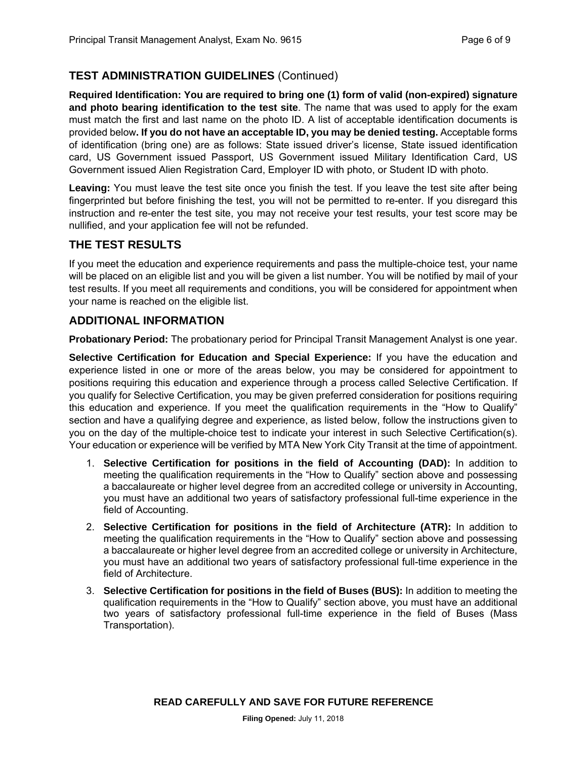## TEST ADMINISTRATION GUIDELINES (Continued)

**Required Identification: You are required to bring one (1) form of valid (non-expired) signature and photo bearing identification to the test site**. The name that was used to apply for the exam must match the first and last name on the photo ID. A list of acceptable identification documents is provided below**. If you do not have an acceptable ID, you may be denied testing.** Acceptable forms of identification (bring one) are as follows: State issued driver's license, State issued identification card, US Government issued Passport, US Government issued Military Identification Card, US Government issued Alien Registration Card, Employer ID with photo, or Student ID with photo.

**Leaving:** You must leave the test site once you finish the test. If you leave the test site after being fingerprinted but before finishing the test, you will not be permitted to re-enter. If you disregard this instruction and re-enter the test site, you may not receive your test results, your test score may be nullified, and your application fee will not be refunded.

## THE TEST RESULTS

If you meet the education and experience requirements and pass the multiple-choice test, your name will be placed on an eligible list and you will be given a list number. You will be notified by mail of your test results. If you meet all requirements and conditions, you will be considered for appointment when your name is reached on the eligible list.

## ADDITIONAL INFORMATION

**Probationary Period:** The probationary period for Principal Transit Management Analyst is one year.

**Selective Certification for Education and Special Experience:** If you have the education and experience listed in one or more of the areas below, you may be considered for appointment to positions requiring this education and experience through a process called Selective Certification. If you qualify for Selective Certification, you may be given preferred consideration for positions requiring this education and experience. If you meet the qualification requirements in the "How to Qualify" section and have a qualifying degree and experience, as listed below, follow the instructions given to you on the day of the multiple-choice test to indicate your interest in such Selective Certification(s). Your education or experience will be verified by MTA New York City Transit at the time of appointment.

1. **Selective Certification for positions in the field of Accounting (DAD):** In addition to meeting the qualification requirements in the "How to Qualify" section above and possessing a baccalaureate or higher level degree from an accredited college or university in Accounting, you must have an additional two years of satisfactory professional full-time experience in the field of Accounting.
2. **Selective Certification for positions in the field of Architecture (ATR):** In addition to meeting the qualification requirements in the "How to Qualify" section above and possessing a baccalaureate or higher level degree from an accredited college or university in Architecture, you must have an additional two years of satisfactory professional full-time experience in the field of Architecture.
3. **Selective Certification for positions in the field of Buses (BUS):** In addition to meeting the qualification requirements in the "How to Qualify" section above, you must have an additional two years of satisfactory professional full-time experience in the field of Buses (Mass Transportation).

**READ CAREFULLY AND SAVE FOR FUTURE REFERENCE**

**Filing Opened:** July 11, 2018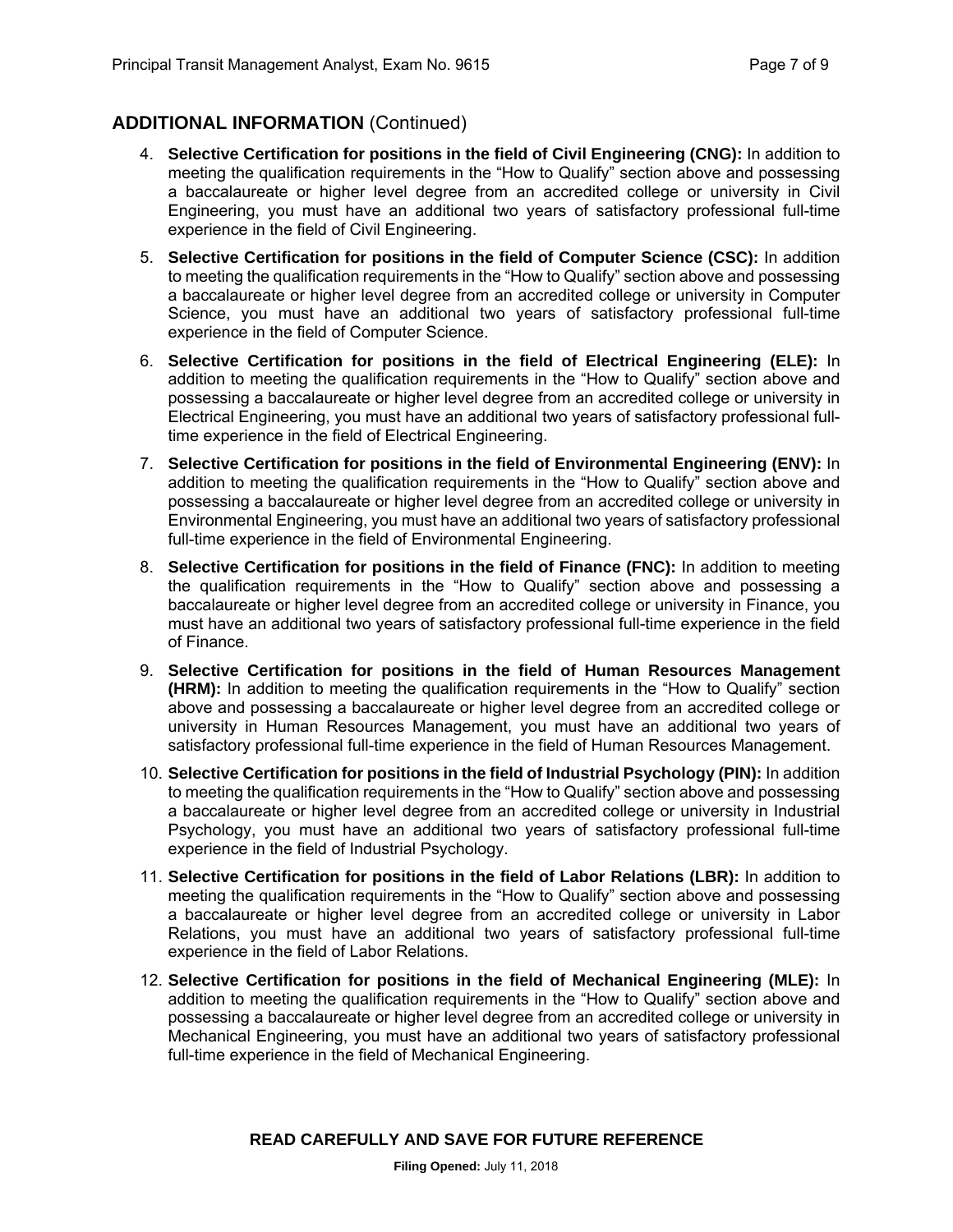## ADDITIONAL INFORMATION (Continued)

4. **Selective Certification for positions in the field of Civil Engineering (CNG):** In addition to meeting the qualification requirements in the "How to Qualify" section above and possessing a baccalaureate or higher level degree from an accredited college or university in Civil Engineering, you must have an additional two years of satisfactory professional full-time experience in the field of Civil Engineering.

5. **Selective Certification for positions in the field of Computer Science (CSC):** In addition to meeting the qualification requirements in the "How to Qualify" section above and possessing a baccalaureate or higher level degree from an accredited college or university in Computer Science, you must have an additional two years of satisfactory professional full-time experience in the field of Computer Science.

6. **Selective Certification for positions in the field of Electrical Engineering (ELE):** In addition to meeting the qualification requirements in the "How to Qualify" section above and possessing a baccalaureate or higher level degree from an accredited college or university in Electrical Engineering, you must have an additional two years of satisfactory professional full-time experience in the field of Electrical Engineering.

7. **Selective Certification for positions in the field of Environmental Engineering (ENV):** In addition to meeting the qualification requirements in the "How to Qualify" section above and possessing a baccalaureate or higher level degree from an accredited college or university in Environmental Engineering, you must have an additional two years of satisfactory professional full-time experience in the field of Environmental Engineering.

8. **Selective Certification for positions in the field of Finance (FNC):** In addition to meeting the qualification requirements in the "How to Qualify" section above and possessing a baccalaureate or higher level degree from an accredited college or university in Finance, you must have an additional two years of satisfactory professional full-time experience in the field of Finance.

9. **Selective Certification for positions in the field of Human Resources Management (HRM):** In addition to meeting the qualification requirements in the "How to Qualify" section above and possessing a baccalaureate or higher level degree from an accredited college or university in Human Resources Management, you must have an additional two years of satisfactory professional full-time experience in the field of Human Resources Management.

10. **Selective Certification for positions in the field of Industrial Psychology (PIN):** In addition to meeting the qualification requirements in the "How to Qualify" section above and possessing a baccalaureate or higher level degree from an accredited college or university in Industrial Psychology, you must have an additional two years of satisfactory professional full-time experience in the field of Industrial Psychology.

11. **Selective Certification for positions in the field of Labor Relations (LBR):** In addition to meeting the qualification requirements in the "How to Qualify" section above and possessing a baccalaureate or higher level degree from an accredited college or university in Labor Relations, you must have an additional two years of satisfactory professional full-time experience in the field of Labor Relations.

12. **Selective Certification for positions in the field of Mechanical Engineering (MLE):** In addition to meeting the qualification requirements in the "How to Qualify" section above and possessing a baccalaureate or higher level degree from an accredited college or university in Mechanical Engineering, you must have an additional two years of satisfactory professional full-time experience in the field of Mechanical Engineering.

**READ CAREFULLY AND SAVE FOR FUTURE REFERENCE**

**Filing Opened:** July 11, 2018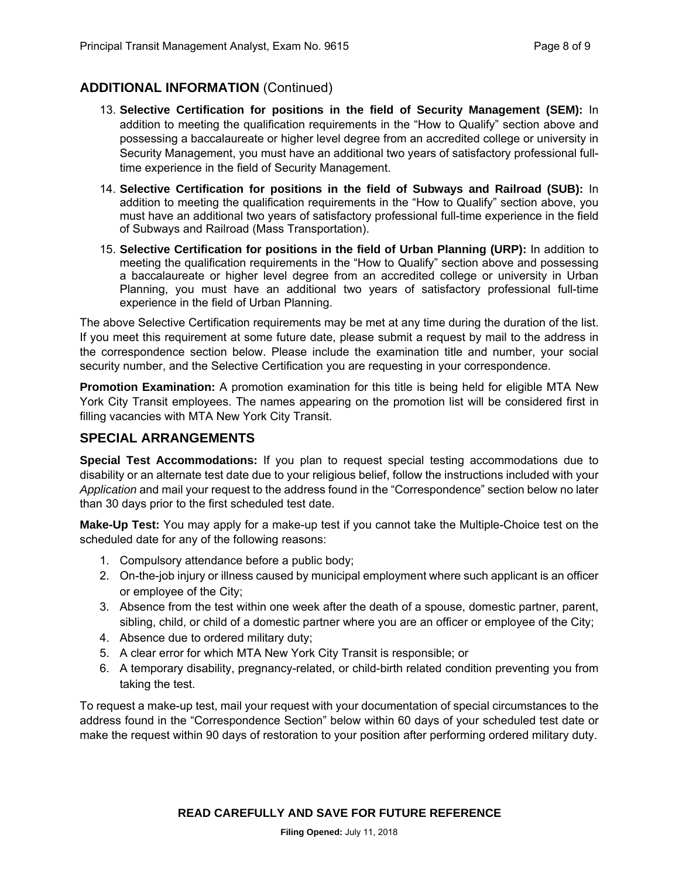## ADDITIONAL INFORMATION (Continued)

13. **Selective Certification for positions in the field of Security Management (SEM):** In addition to meeting the qualification requirements in the "How to Qualify" section above and possessing a baccalaureate or higher level degree from an accredited college or university in Security Management, you must have an additional two years of satisfactory professional full-time experience in the field of Security Management.
14. **Selective Certification for positions in the field of Subways and Railroad (SUB):** In addition to meeting the qualification requirements in the "How to Qualify" section above, you must have an additional two years of satisfactory professional full-time experience in the field of Subways and Railroad (Mass Transportation).
15. **Selective Certification for positions in the field of Urban Planning (URP):** In addition to meeting the qualification requirements in the "How to Qualify" section above and possessing a baccalaureate or higher level degree from an accredited college or university in Urban Planning, you must have an additional two years of satisfactory professional full-time experience in the field of Urban Planning.

The above Selective Certification requirements may be met at any time during the duration of the list. If you meet this requirement at some future date, please submit a request by mail to the address in the correspondence section below. Please include the examination title and number, your social security number, and the Selective Certification you are requesting in your correspondence.

**Promotion Examination:** A promotion examination for this title is being held for eligible MTA New York City Transit employees. The names appearing on the promotion list will be considered first in filling vacancies with MTA New York City Transit.

## SPECIAL ARRANGEMENTS

**Special Test Accommodations:** If you plan to request special testing accommodations due to disability or an alternate test date due to your religious belief, follow the instructions included with your *Application* and mail your request to the address found in the "Correspondence" section below no later than 30 days prior to the first scheduled test date.

**Make-Up Test:** You may apply for a make-up test if you cannot take the Multiple-Choice test on the scheduled date for any of the following reasons:

1. Compulsory attendance before a public body;
2. On-the-job injury or illness caused by municipal employment where such applicant is an officer or employee of the City;
3. Absence from the test within one week after the death of a spouse, domestic partner, parent, sibling, child, or child of a domestic partner where you are an officer or employee of the City;
4. Absence due to ordered military duty;
5. A clear error for which MTA New York City Transit is responsible; or
6. A temporary disability, pregnancy-related, or child-birth related condition preventing you from taking the test.

To request a make-up test, mail your request with your documentation of special circumstances to the address found in the "Correspondence Section" below within 60 days of your scheduled test date or make the request within 90 days of restoration to your position after performing ordered military duty.

**READ CAREFULLY AND SAVE FOR FUTURE REFERENCE**

**Filing Opened:** July 11, 2018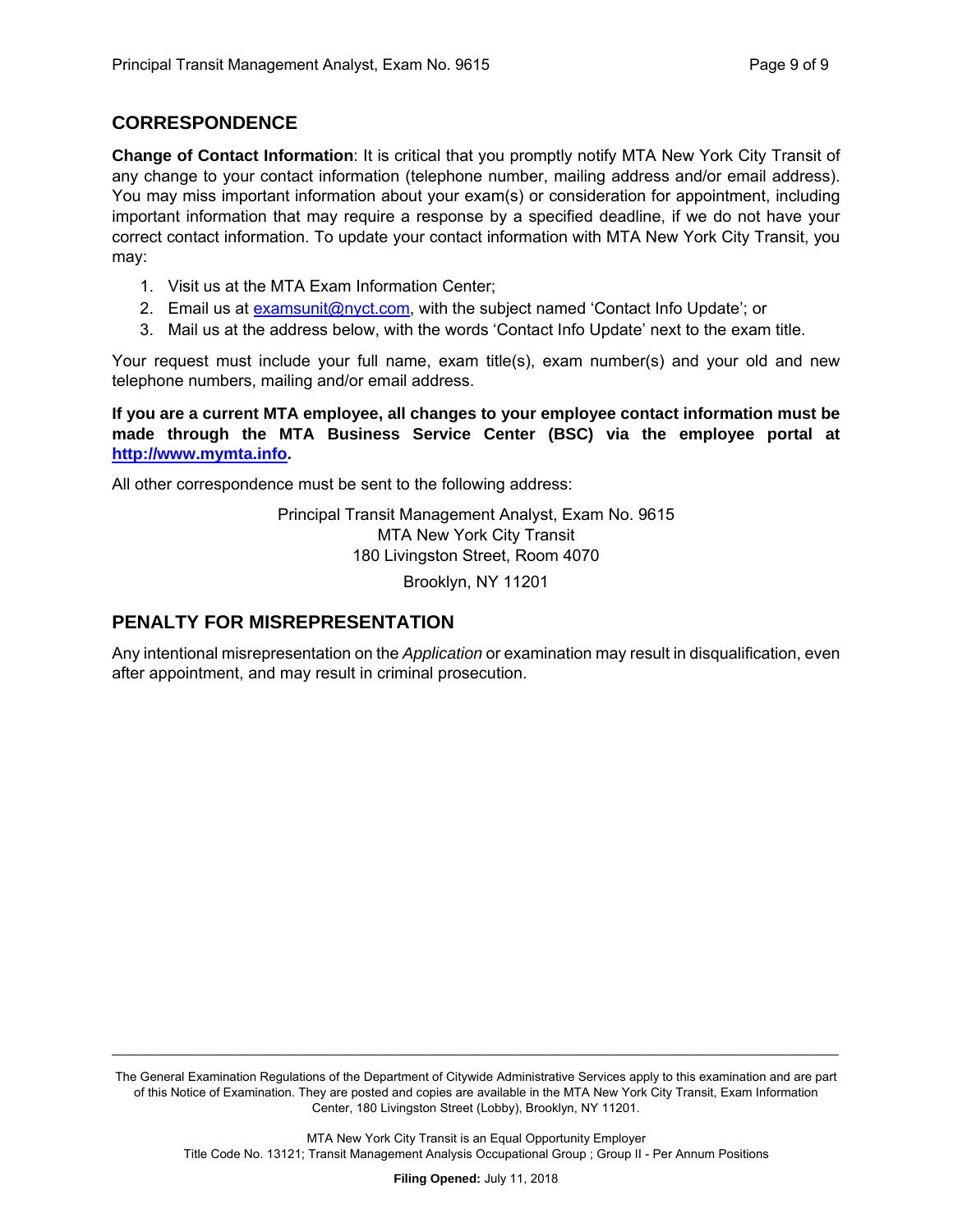## CORRESPONDENCE

**Change of Contact Information**: It is critical that you promptly notify MTA New York City Transit of any change to your contact information (telephone number, mailing address and/or email address). You may miss important information about your exam(s) or consideration for appointment, including important information that may require a response by a specified deadline, if we do not have your correct contact information. To update your contact information with MTA New York City Transit, you may:

1. Visit us at the MTA Exam Information Center;
2. Email us at examsunit@nyct.com, with the subject named 'Contact Info Update'; or
3. Mail us at the address below, with the words 'Contact Info Update' next to the exam title.

Your request must include your full name, exam title(s), exam number(s) and your old and new telephone numbers, mailing and/or email address.

**If you are a current MTA employee, all changes to your employee contact information must be made through the MTA Business Service Center (BSC) via the employee portal at http://www.mymta.info.**

All other correspondence must be sent to the following address:

Principal Transit Management Analyst, Exam No. 9615
MTA New York City Transit
180 Livingston Street, Room 4070
Brooklyn, NY 11201

## PENALTY FOR MISREPRESENTATION

Any intentional misrepresentation on the *Application* or examination may result in disqualification, even after appointment, and may result in criminal prosecution.

The General Examination Regulations of the Department of Citywide Administrative Services apply to this examination and are part of this Notice of Examination. They are posted and copies are available in the MTA New York City Transit, Exam Information Center, 180 Livingston Street (Lobby), Brooklyn, NY 11201.

MTA New York City Transit is an Equal Opportunity Employer
Title Code No. 13121; Transit Management Analysis Occupational Group ; Group II - Per Annum Positions

**Filing Opened:** July 11, 2018